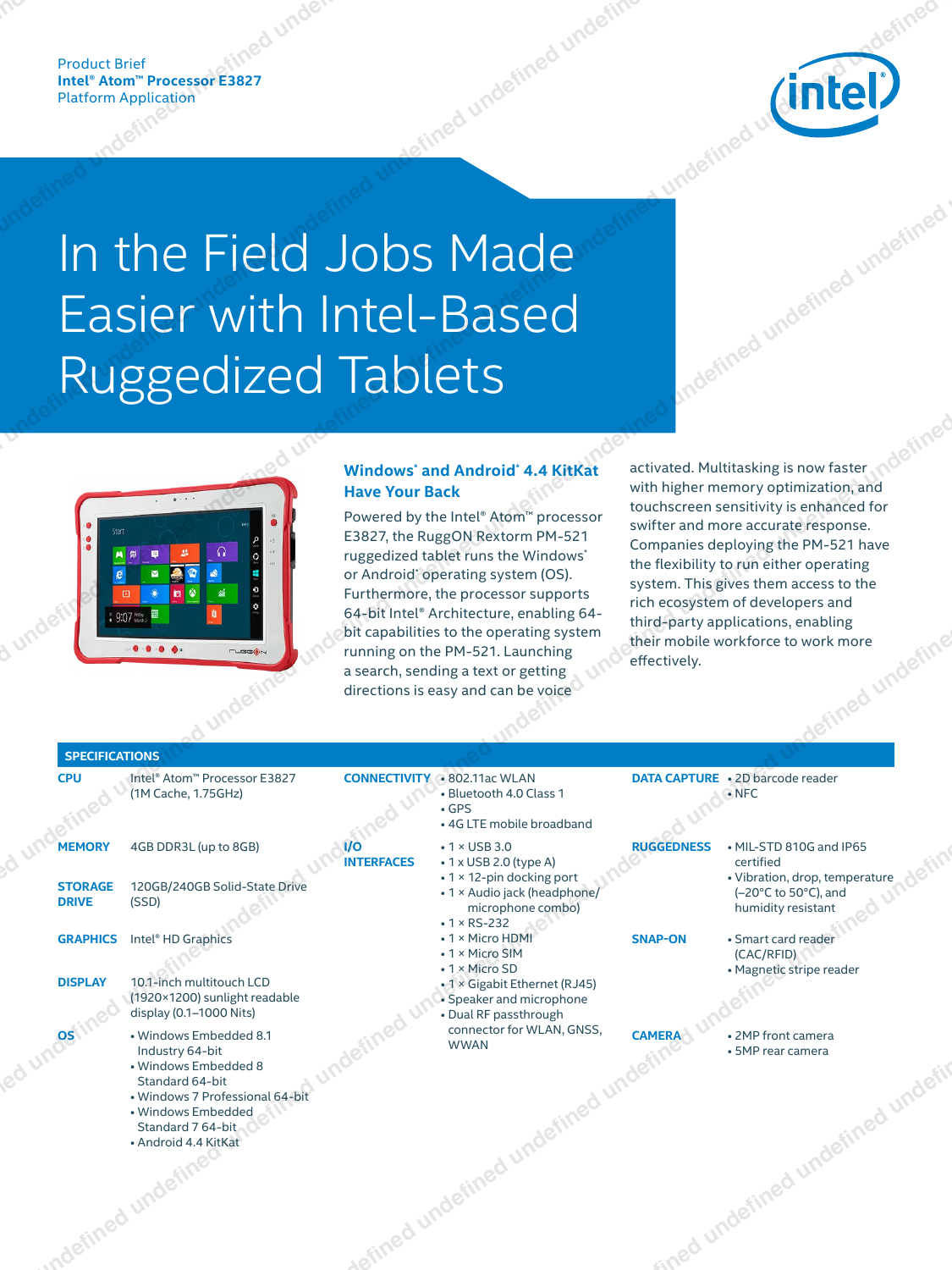Product Brief
**Intel® Atom™ Processor E3827**
Platform Application

# In the Field Jobs Made Easier with Intel-Based Ruggedized Tablets

## Windows* and Android* 4.4 KitKat Have Your Back

Powered by the Intel® Atom™ processor E3827, the RuggON Rextorm PM-521 ruggedized tablet runs the Windows* or Android* operating system (OS). Furthermore, the processor supports 64-bit Intel® Architecture, enabling 64-bit capabilities to the operating system running on the PM-521. Launching a search, sending a text or getting directions is easy and can be voice activated. Multitasking is now faster with higher memory optimization, and touchscreen sensitivity is enhanced for swifter and more accurate response. Companies deploying the PM-521 have the flexibility to run either operating system. This gives them access to the rich ecosystem of developers and third-party applications, enabling their mobile workforce to work more effectively.

## SPECIFICATIONS

**CPU**
Intel® Atom™ Processor E3827 (1M Cache, 1.75GHz)

**MEMORY**
4GB DDR3L (up to 8GB)

**STORAGE DRIVE**
120GB/240GB Solid-State Drive (SSD)

**GRAPHICS**
Intel® HD Graphics

**DISPLAY**
10.1-inch multitouch LCD (1920×1200) sunlight readable display (0.1–1000 Nits)

**OS**
- Windows Embedded 8.1 Industry 64-bit
- Windows Embedded 8 Standard 64-bit
- Windows 7 Professional 64-bit
- Windows Embedded Standard 7 64-bit
- Android 4.4 KitKat

**CONNECTIVITY**
- 802.11ac WLAN
- Bluetooth 4.0 Class 1
- GPS
- 4G LTE mobile broadband

**I/O INTERFACES**
- 1 × USB 3.0
- 1 x USB 2.0 (type A)
- 1 × 12-pin docking port
- 1 × Audio jack (headphone/ microphone combo)
- 1 × RS-232
- 1 × Micro HDMI
- 1 × Micro SIM
- 1 × Micro SD
- 1 × Gigabit Ethernet (RJ45)
- Speaker and microphone
- Dual RF passthrough connector for WLAN, GNSS, WWAN

**DATA CAPTURE**
- 2D barcode reader
- NFC

**RUGGEDNESS**
- MIL-STD 810G and IP65 certified
- Vibration, drop, temperature (–20°C to 50°C), and humidity resistant

**SNAP-ON**
- Smart card reader (CAC/RFID)
- Magnetic stripe reader

**CAMERA**
- 2MP front camera
- 5MP rear camera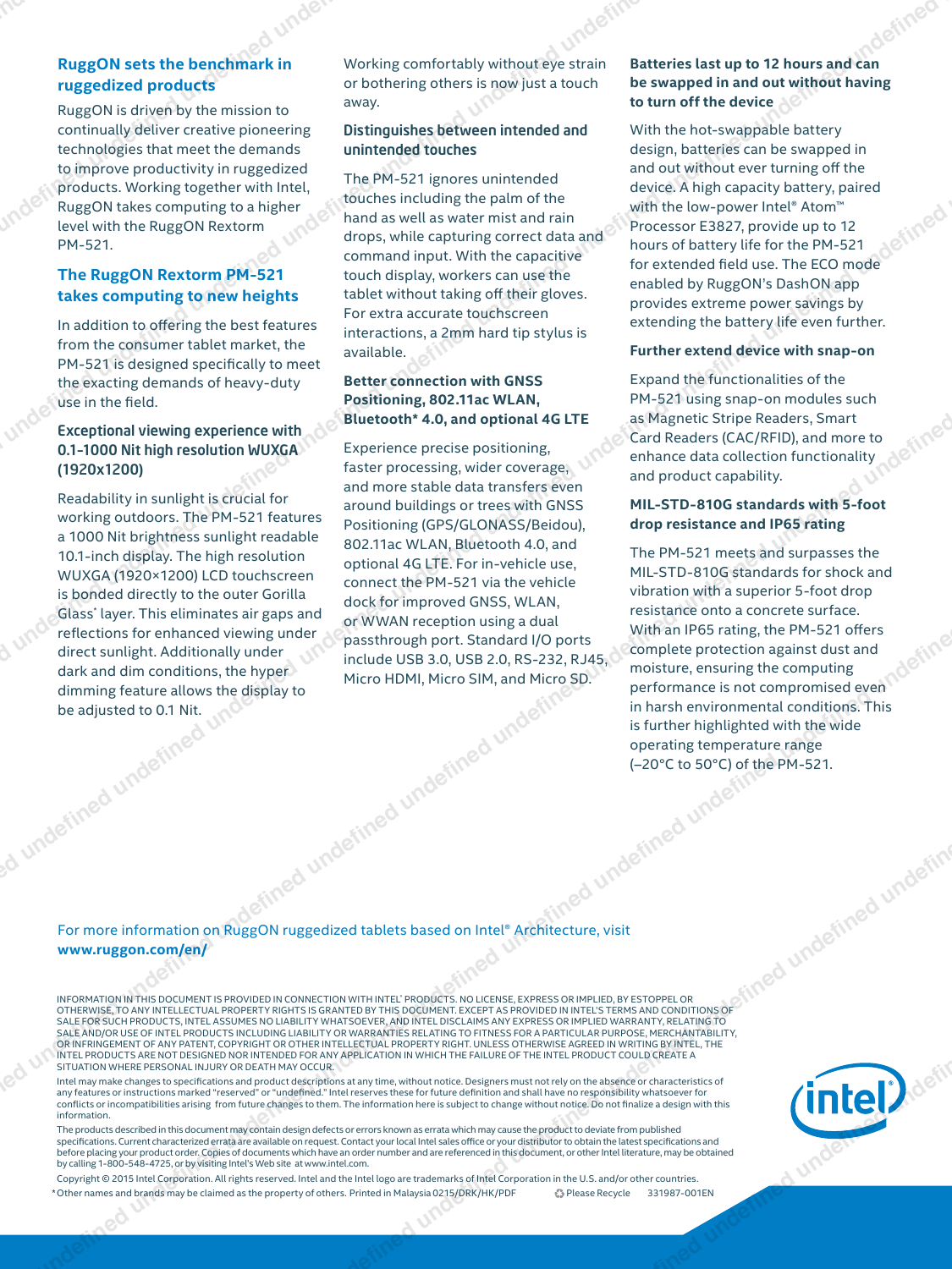## RuggON sets the benchmark in ruggedized products

RuggON is driven by the mission to continually deliver creative pioneering technologies that meet the demands to improve productivity in ruggedized products. Working together with Intel, RuggON takes computing to a higher level with the RuggON Rextorm PM-521.

## The RuggON Rextorm PM-521 takes computing to new heights

In addition to offering the best features from the consumer tablet market, the PM-521 is designed specifically to meet the exacting demands of heavy-duty use in the field.

### Exceptional viewing experience with 0.1-1000 Nit high resolution WUXGA (1920x1200)

Readability in sunlight is crucial for working outdoors. The PM-521 features a 1000 Nit brightness sunlight readable 10.1-inch display. The high resolution WUXGA (1920×1200) LCD touchscreen is bonded directly to the outer Gorilla Glass* layer. This eliminates air gaps and reflections for enhanced viewing under direct sunlight. Additionally under dark and dim conditions, the hyper dimming feature allows the display to be adjusted to 0.1 Nit. Working comfortably without eye strain or bothering others is now just a touch away.

### Distinguishes between intended and unintended touches

The PM-521 ignores unintended touches including the palm of the hand as well as water mist and rain drops, while capturing correct data and command input. With the capacitive touch display, workers can use the tablet without taking off their gloves. For extra accurate touchscreen interactions, a 2mm hard tip stylus is available.

### Better connection with GNSS Positioning, 802.11ac WLAN, Bluetooth* 4.0, and optional 4G LTE

Experience precise positioning, faster processing, wider coverage, and more stable data transfers even around buildings or trees with GNSS Positioning (GPS/GLONASS/Beidou), 802.11ac WLAN, Bluetooth 4.0, and optional 4G LTE. For in-vehicle use, connect the PM-521 via the vehicle dock for improved GNSS, WLAN, or WWAN reception using a dual passthrough port. Standard I/O ports include USB 3.0, USB 2.0, RS-232, RJ45, Micro HDMI, Micro SIM, and Micro SD.

### Batteries last up to 12 hours and can be swapped in and out without having to turn off the device

With the hot-swappable battery design, batteries can be swapped in and out without ever turning off the device. A high capacity battery, paired with the low-power Intel® Atom™ Processor E3827, provide up to 12 hours of battery life for the PM-521 for extended field use. The ECO mode enabled by RuggON's DashON app provides extreme power savings by extending the battery life even further.

### Further extend device with snap-on

Expand the functionalities of the PM-521 using snap-on modules such as Magnetic Stripe Readers, Smart Card Readers (CAC/RFID), and more to enhance data collection functionality and product capability.

### MIL-STD-810G standards with 5-foot drop resistance and IP65 rating

The PM-521 meets and surpasses the MIL-STD-810G standards for shock and vibration with a superior 5-foot drop resistance onto a concrete surface. With an IP65 rating, the PM-521 offers complete protection against dust and moisture, ensuring the computing performance is not compromised even in harsh environmental conditions. This is further highlighted with the wide operating temperature range (–20°C to 50°C) of the PM-521.

For more information on RuggON ruggedized tablets based on Intel® Architecture, visit **www.ruggon.com/en/**

INFORMATION IN THIS DOCUMENT IS PROVIDED IN CONNECTION WITH INTEL® PRODUCTS. NO LICENSE, EXPRESS OR IMPLIED, BY ESTOPPEL OR OTHERWISE, TO ANY INTELLECTUAL PROPERTY RIGHTS IS GRANTED BY THIS DOCUMENT. EXCEPT AS PROVIDED IN INTEL'S TERMS AND CONDITIONS OF SALE FOR SUCH PRODUCTS, INTEL ASSUMES NO LIABILITY WHATSOEVER, AND INTEL DISCLAIMS ANY EXPRESS OR IMPLIED WARRANTY, RELATING TO SALE AND/OR USE OF INTEL PRODUCTS INCLUDING LIABILITY OR WARRANTIES RELATING TO FITNESS FOR A PARTICULAR PURPOSE, MERCHANTABILITY, OR INFRINGEMENT OF ANY PATENT, COPYRIGHT OR OTHER INTELLECTUAL PROPERTY RIGHT. UNLESS OTHERWISE AGREED IN WRITING BY INTEL, THE INTEL PRODUCTS ARE NOT DESIGNED NOR INTENDED FOR ANY APPLICATION IN WHICH THE FAILURE OF THE INTEL PRODUCT COULD CREATE A SITUATION WHERE PERSONAL INJURY OR DEATH MAY OCCUR.

Intel may make changes to specifications and product descriptions at any time, without notice. Designers must not rely on the absence or characteristics of any features or instructions marked "reserved" or "undefined." Intel reserves these for future definition and shall have no responsibility whatsoever for conflicts or incompatibilities arising from future changes to them. The information here is subject to change without notice. Do not finalize a design with this information.

The products described in this document may contain design defects or errors known as errata which may cause the product to deviate from published specifications. Current characterized errata are available on request. Contact your local Intel sales office or your distributor to obtain the latest specifications and before placing your product order. Copies of documents which have an order number and are referenced in this document, or other Intel literature, may be obtained by calling 1-800-548-4725, or by visiting Intel's Web site at www.intel.com.

Copyright © 2015 Intel Corporation. All rights reserved. Intel and the Intel logo are trademarks of Intel Corporation in the U.S. and/or other countries.

*Other names and brands may be claimed as the property of others. Printed in Malaysia 0215/DRK/HK/PDF ♲ Please Recycle 331987-001EN